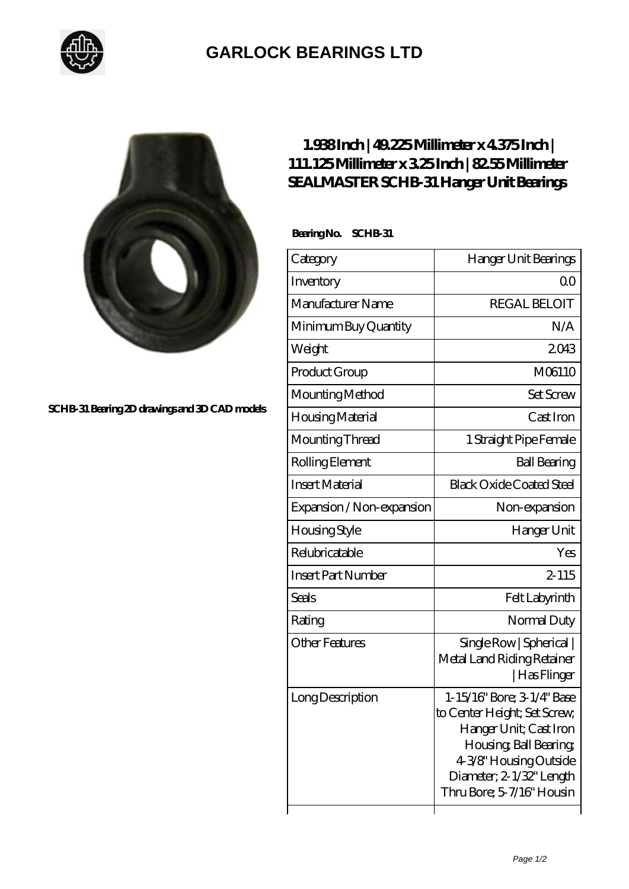# GARLOCK BEARINGS LTD

SCHB-31 Bearing 2D drawings and 3D CAD models

## 1.938 Inch | 49.225 Millimeter x 4.375 Inch | 111.125 Millimeter x 3.25 Inch | 82.55 Millimeter SEALMASTER SCHB-31 Hanger Unit Bearings

**Bearing No. SCHB-31**

| Category | Hanger Unit Bearings |
|---|---|
| Inventory | 0.0 |
| Manufacturer Name | REGAL BELOIT |
| Minimum Buy Quantity | N/A |
| Weight | 2.043 |
| Product Group | M06110 |
| Mounting Method | Set Screw |
| Housing Material | Cast Iron |
| Mounting Thread | 1 Straight Pipe Female |
| Rolling Element | Ball Bearing |
| Insert Material | Black Oxide Coated Steel |
| Expansion / Non-expansion | Non-expansion |
| Housing Style | Hanger Unit |
| Relubricatable | Yes |
| Insert Part Number | 2-115 |
| Seals | Felt Labyrinth |
| Rating | Normal Duty |
| Other Features | Single Row \| Spherical \| Metal Land Riding Retainer \| Has Flinger |
| Long Description | 1-15/16" Bore; 3-1/4" Base to Center Height; Set Screw; Hanger Unit; Cast Iron Housing; Ball Bearing; 4-3/8" Housing Outside Diameter; 2-1/32" Length Thru Bore; 5-7/16" Housin |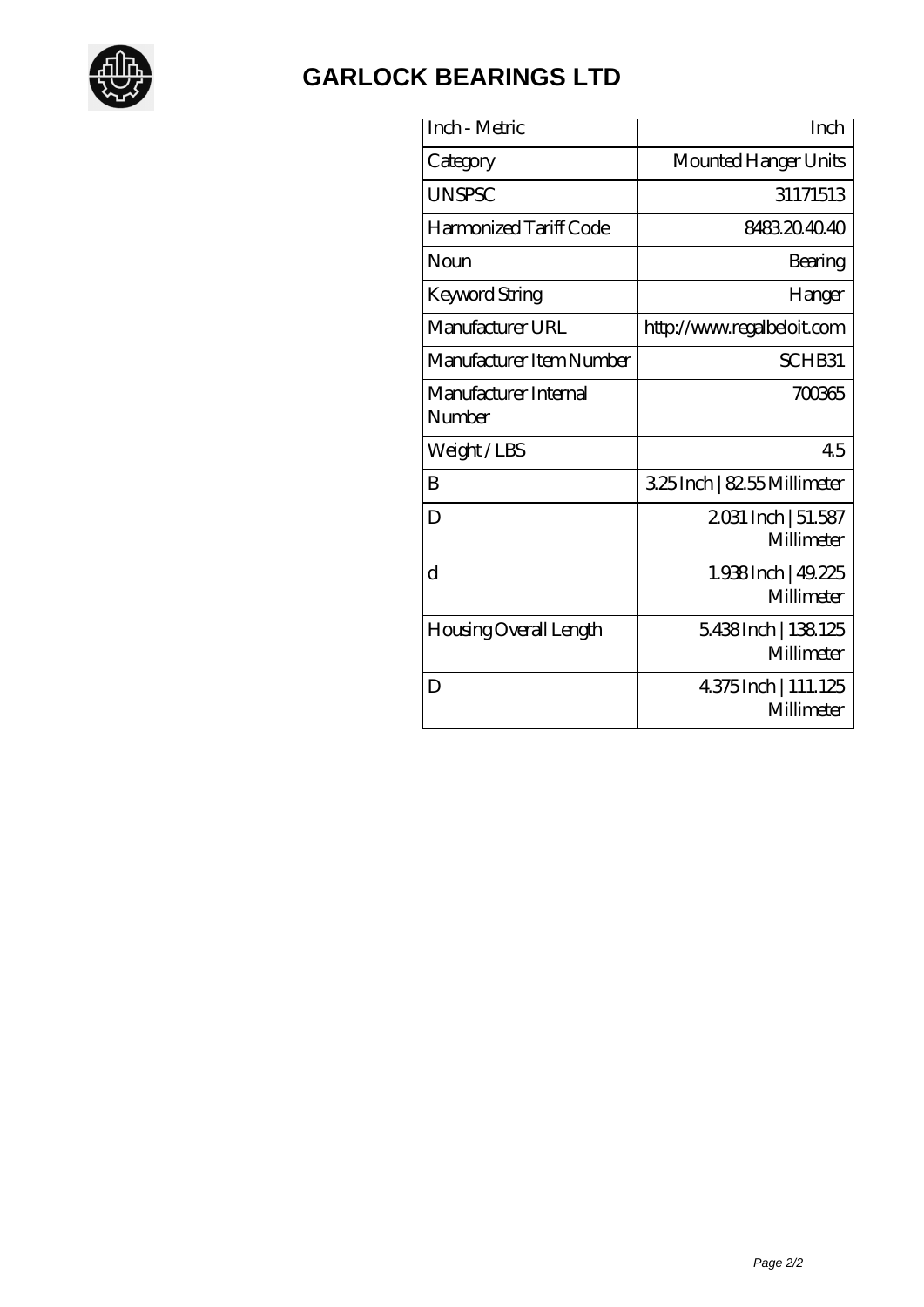## GARLOCK BEARINGS LTD

| | |
|---|---|
| Inch - Metric | Inch |
| Category | Mounted Hanger Units |
| UNSPSC | 31171513 |
| Harmonized Tariff Code | 8483.20.40.40 |
| Noun | Bearing |
| Keyword String | Hanger |
| Manufacturer URL | http://www.regalbeloit.com |
| Manufacturer Item Number | SCHB31 |
| Manufacturer Internal Number | 700365 |
| Weight / LBS | 4.5 |
| B | 3.25 Inch \| 82.55 Millimeter |
| D | 2.031 Inch \| 51.587 Millimeter |
| d | 1.938 Inch \| 49.225 Millimeter |
| Housing Overall Length | 5.438 Inch \| 138.125 Millimeter |
| D | 4.375 Inch \| 111.125 Millimeter |